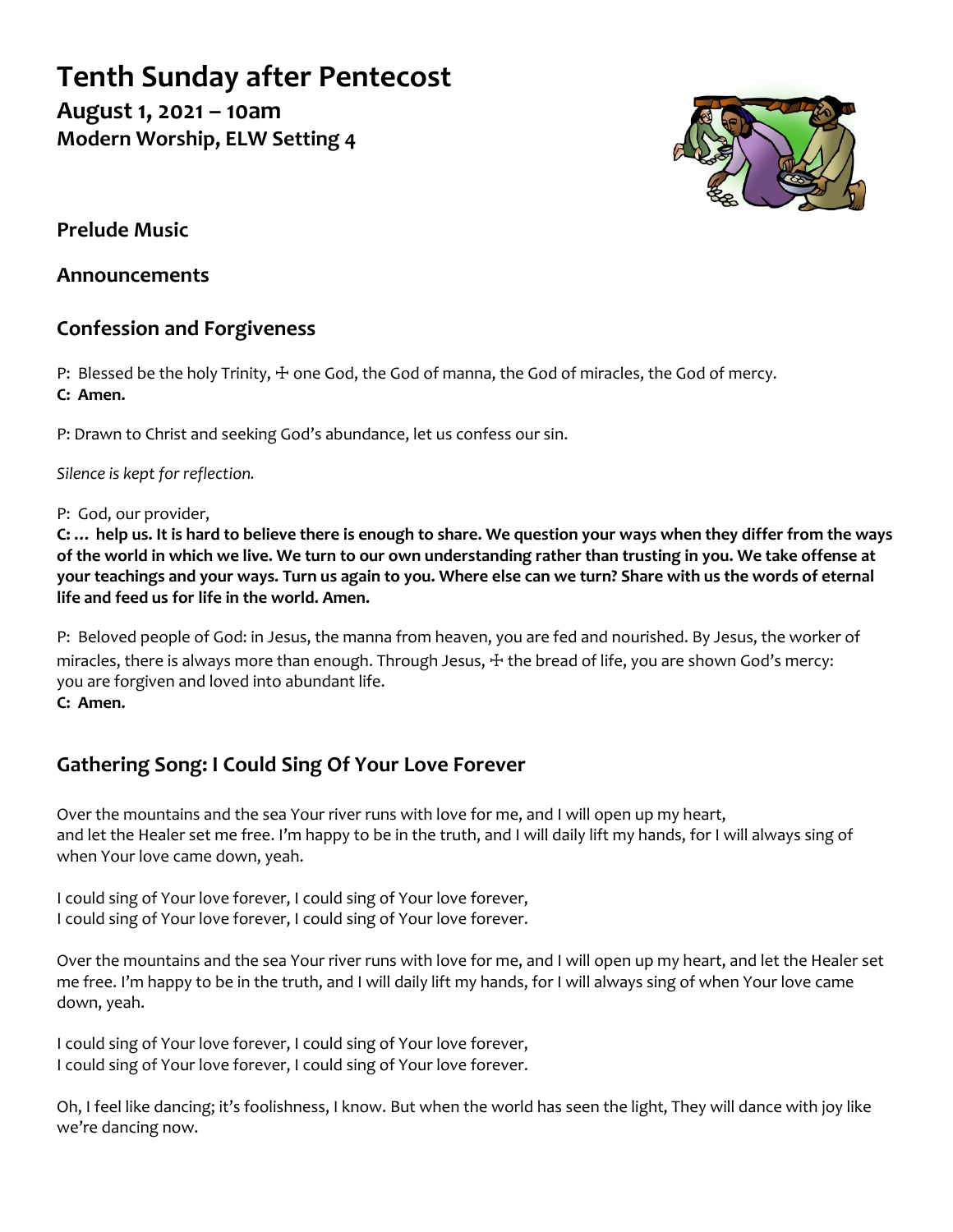# Tenth Sunday after Pentecost

**August 1, 2021 – 10am**
**Modern Worship, ELW Setting 4**

## Prelude Music

## Announcements

## Confession and Forgiveness

P: Blessed be the holy Trinity, ☩ one God, the God of manna, the God of miracles, the God of mercy.
**C: Amen.**

P: Drawn to Christ and seeking God's abundance, let us confess our sin.

*Silence is kept for reflection.*

P: God, our provider,
**C: … help us. It is hard to believe there is enough to share. We question your ways when they differ from the ways of the world in which we live. We turn to our own understanding rather than trusting in you. We take offense at your teachings and your ways. Turn us again to you. Where else can we turn? Share with us the words of eternal life and feed us for life in the world. Amen.**

P: Beloved people of God: in Jesus, the manna from heaven, you are fed and nourished. By Jesus, the worker of miracles, there is always more than enough. Through Jesus, ☩ the bread of life, you are shown God's mercy: you are forgiven and loved into abundant life.
**C: Amen.**

## Gathering Song: I Could Sing Of Your Love Forever

Over the mountains and the sea Your river runs with love for me, and I will open up my heart, and let the Healer set me free. I'm happy to be in the truth, and I will daily lift my hands, for I will always sing of when Your love came down, yeah.

I could sing of Your love forever, I could sing of Your love forever,
I could sing of Your love forever, I could sing of Your love forever.

Over the mountains and the sea Your river runs with love for me, and I will open up my heart, and let the Healer set me free. I'm happy to be in the truth, and I will daily lift my hands, for I will always sing of when Your love came down, yeah.

I could sing of Your love forever, I could sing of Your love forever,
I could sing of Your love forever, I could sing of Your love forever.

Oh, I feel like dancing; it's foolishness, I know. But when the world has seen the light, They will dance with joy like we're dancing now.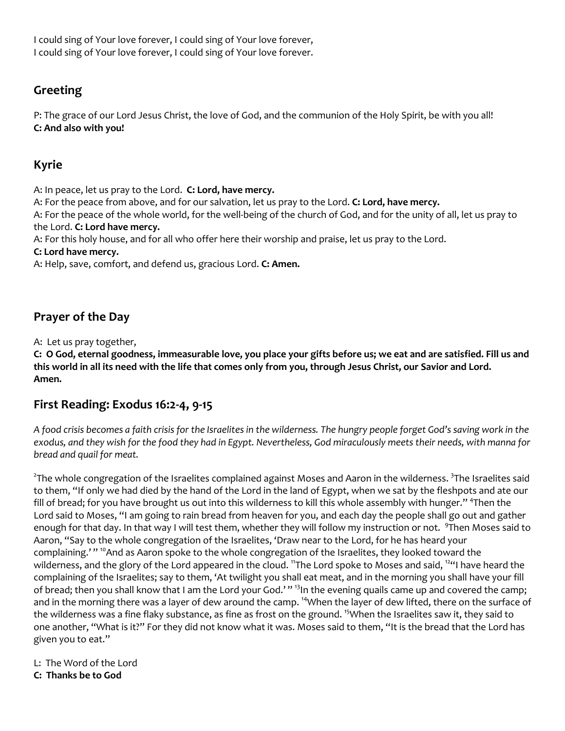I could sing of Your love forever, I could sing of Your love forever,
I could sing of Your love forever, I could sing of Your love forever.

## Greeting

P: The grace of our Lord Jesus Christ, the love of God, and the communion of the Holy Spirit, be with you all!
**C: And also with you!**

## Kyrie

A: In peace, let us pray to the Lord. **C: Lord, have mercy.**
A: For the peace from above, and for our salvation, let us pray to the Lord. **C: Lord, have mercy.**
A: For the peace of the whole world, for the well-being of the church of God, and for the unity of all, let us pray to the Lord. **C: Lord have mercy.**
A: For this holy house, and for all who offer here their worship and praise, let us pray to the Lord.
**C: Lord have mercy.**
A: Help, save, comfort, and defend us, gracious Lord. **C: Amen.**

## Prayer of the Day

A: Let us pray together,
**C: O God, eternal goodness, immeasurable love, you place your gifts before us; we eat and are satisfied. Fill us and this world in all its need with the life that comes only from you, through Jesus Christ, our Savior and Lord. Amen.**

## First Reading: Exodus 16:2-4, 9-15

*A food crisis becomes a faith crisis for the Israelites in the wilderness. The hungry people forget God's saving work in the exodus, and they wish for the food they had in Egypt. Nevertheless, God miraculously meets their needs, with manna for bread and quail for meat.*

[2]The whole congregation of the Israelites complained against Moses and Aaron in the wilderness. [3]The Israelites said to them, "If only we had died by the hand of the Lord in the land of Egypt, when we sat by the fleshpots and ate our fill of bread; for you have brought us out into this wilderness to kill this whole assembly with hunger." [4]Then the Lord said to Moses, "I am going to rain bread from heaven for you, and each day the people shall go out and gather enough for that day. In that way I will test them, whether they will follow my instruction or not. [9]Then Moses said to Aaron, "Say to the whole congregation of the Israelites, 'Draw near to the Lord, for he has heard your complaining.' " [10]And as Aaron spoke to the whole congregation of the Israelites, they looked toward the wilderness, and the glory of the Lord appeared in the cloud. [11]The Lord spoke to Moses and said, [12]"I have heard the complaining of the Israelites; say to them, 'At twilight you shall eat meat, and in the morning you shall have your fill of bread; then you shall know that I am the Lord your God.' " [13]In the evening quails came up and covered the camp; and in the morning there was a layer of dew around the camp. [14]When the layer of dew lifted, there on the surface of the wilderness was a fine flaky substance, as fine as frost on the ground. [15]When the Israelites saw it, they said to one another, "What is it?" For they did not know what it was. Moses said to them, "It is the bread that the Lord has given you to eat."

L: The Word of the Lord
**C: Thanks be to God**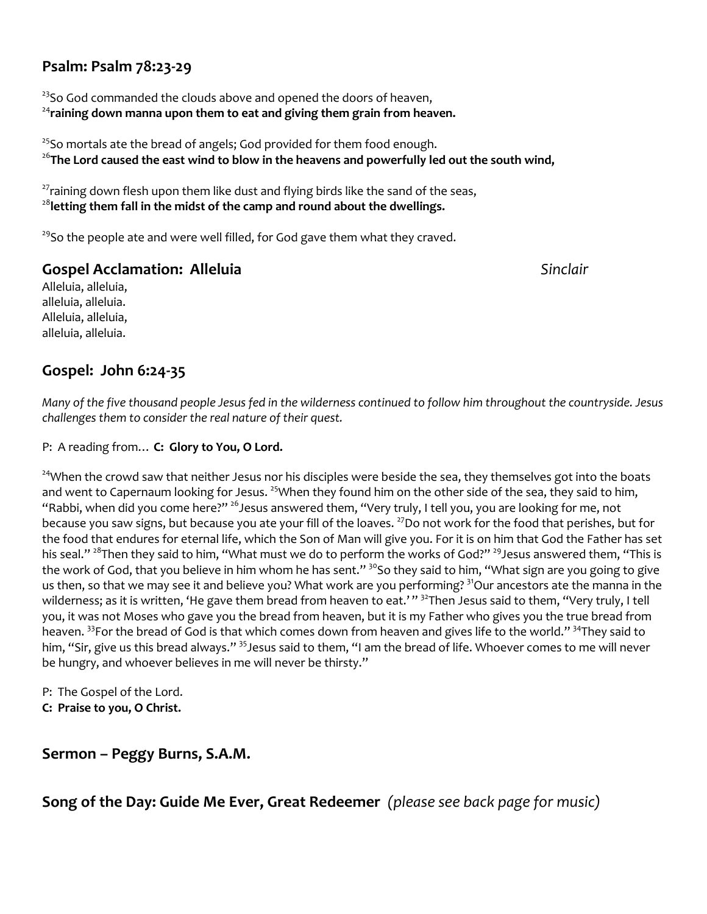## Psalm: Psalm 78:23-29

[23]So God commanded the clouds above and opened the doors of heaven,
[24]**raining down manna upon them to eat and giving them grain from heaven.**

[25]So mortals ate the bread of angels; God provided for them food enough.
[26]**The Lord caused the east wind to blow in the heavens and powerfully led out the south wind,**

[27]raining down flesh upon them like dust and flying birds like the sand of the seas,
[28]**letting them fall in the midst of the camp and round about the dwellings.**

[29]So the people ate and were well filled, for God gave them what they craved.

## Gospel Acclamation: Alleluia *Sinclair*

Alleluia, alleluia,
alleluia, alleluia.
Alleluia, alleluia,
alleluia, alleluia.

## Gospel: John 6:24-35

*Many of the five thousand people Jesus fed in the wilderness continued to follow him throughout the countryside. Jesus challenges them to consider the real nature of their quest.*

P: A reading from… **C: Glory to You, O Lord.**

[24]When the crowd saw that neither Jesus nor his disciples were beside the sea, they themselves got into the boats and went to Capernaum looking for Jesus. [25]When they found him on the other side of the sea, they said to him, "Rabbi, when did you come here?" [26]Jesus answered them, "Very truly, I tell you, you are looking for me, not because you saw signs, but because you ate your fill of the loaves. [27]Do not work for the food that perishes, but for the food that endures for eternal life, which the Son of Man will give you. For it is on him that God the Father has set his seal." [28]Then they said to him, "What must we do to perform the works of God?" [29]Jesus answered them, "This is the work of God, that you believe in him whom he has sent." [30]So they said to him, "What sign are you going to give us then, so that we may see it and believe you? What work are you performing? [31]Our ancestors ate the manna in the wilderness; as it is written, 'He gave them bread from heaven to eat.' " [32]Then Jesus said to them, "Very truly, I tell you, it was not Moses who gave you the bread from heaven, but it is my Father who gives you the true bread from heaven. [33]For the bread of God is that which comes down from heaven and gives life to the world." [34]They said to him, "Sir, give us this bread always." [35]Jesus said to them, "I am the bread of life. Whoever comes to me will never be hungry, and whoever believes in me will never be thirsty."

P: The Gospel of the Lord.
**C: Praise to you, O Christ.**

## Sermon – Peggy Burns, S.A.M.

## Song of the Day: Guide Me Ever, Great Redeemer *(please see back page for music)*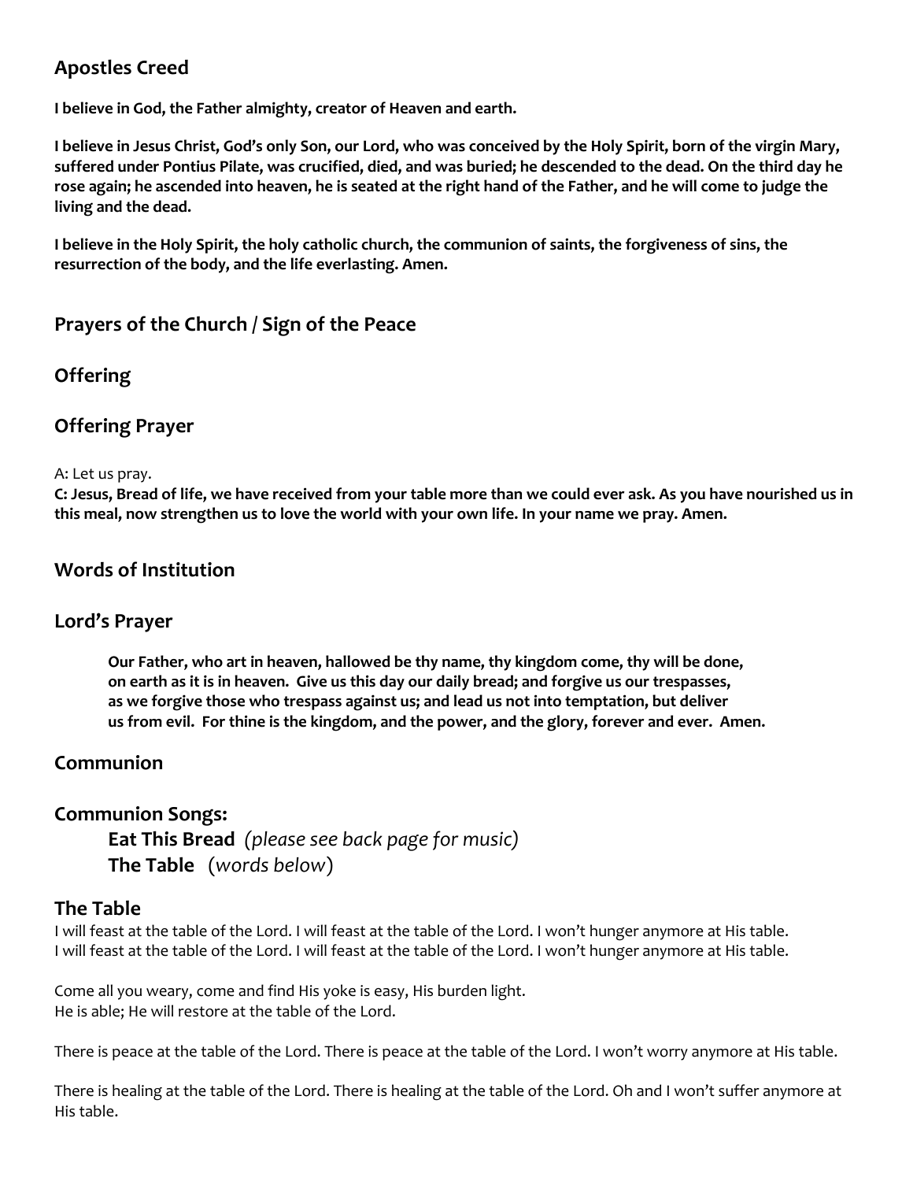## Apostles Creed

**I believe in God, the Father almighty, creator of Heaven and earth.**

**I believe in Jesus Christ, God's only Son, our Lord, who was conceived by the Holy Spirit, born of the virgin Mary, suffered under Pontius Pilate, was crucified, died, and was buried; he descended to the dead. On the third day he rose again; he ascended into heaven, he is seated at the right hand of the Father, and he will come to judge the living and the dead.**

**I believe in the Holy Spirit, the holy catholic church, the communion of saints, the forgiveness of sins, the resurrection of the body, and the life everlasting. Amen.**

## Prayers of the Church / Sign of the Peace

## Offering

## Offering Prayer

A: Let us pray.

**C: Jesus, Bread of life, we have received from your table more than we could ever ask. As you have nourished us in this meal, now strengthen us to love the world with your own life. In your name we pray. Amen.**

## Words of Institution

## Lord's Prayer

> **Our Father, who art in heaven, hallowed be thy name, thy kingdom come, thy will be done, on earth as it is in heaven. Give us this day our daily bread; and forgive us our trespasses, as we forgive those who trespass against us; and lead us not into temptation, but deliver us from evil. For thine is the kingdom, and the power, and the glory, forever and ever. Amen.**

## Communion

## Communion Songs:

> **Eat This Bread** *(please see back page for music)*
> **The Table** (*words below*)

## The Table

I will feast at the table of the Lord. I will feast at the table of the Lord. I won't hunger anymore at His table.
I will feast at the table of the Lord. I will feast at the table of the Lord. I won't hunger anymore at His table.

Come all you weary, come and find His yoke is easy, His burden light.
He is able; He will restore at the table of the Lord.

There is peace at the table of the Lord. There is peace at the table of the Lord. I won't worry anymore at His table.

There is healing at the table of the Lord. There is healing at the table of the Lord. Oh and I won't suffer anymore at His table.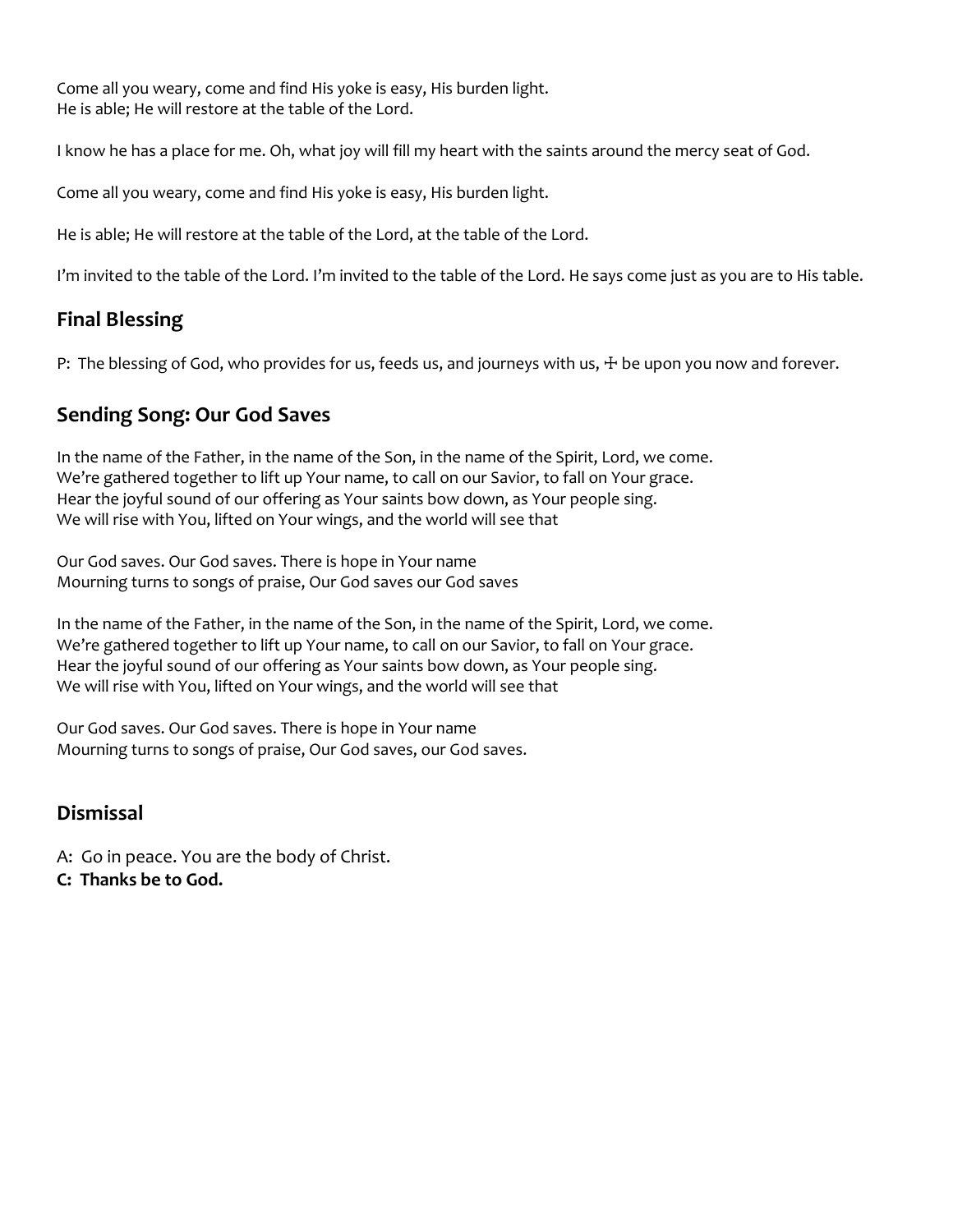Come all you weary, come and find His yoke is easy, His burden light.
He is able; He will restore at the table of the Lord.

I know he has a place for me. Oh, what joy will fill my heart with the saints around the mercy seat of God.

Come all you weary, come and find His yoke is easy, His burden light.

He is able; He will restore at the table of the Lord, at the table of the Lord.

I'm invited to the table of the Lord. I'm invited to the table of the Lord. He says come just as you are to His table.

## Final Blessing

P: The blessing of God, who provides for us, feeds us, and journeys with us, ☩ be upon you now and forever.

## Sending Song: Our God Saves

In the name of the Father, in the name of the Son, in the name of the Spirit, Lord, we come.
We're gathered together to lift up Your name, to call on our Savior, to fall on Your grace.
Hear the joyful sound of our offering as Your saints bow down, as Your people sing.
We will rise with You, lifted on Your wings, and the world will see that

Our God saves. Our God saves. There is hope in Your name
Mourning turns to songs of praise, Our God saves our God saves

In the name of the Father, in the name of the Son, in the name of the Spirit, Lord, we come.
We're gathered together to lift up Your name, to call on our Savior, to fall on Your grace.
Hear the joyful sound of our offering as Your saints bow down, as Your people sing.
We will rise with You, lifted on Your wings, and the world will see that

Our God saves. Our God saves. There is hope in Your name
Mourning turns to songs of praise, Our God saves, our God saves.

## Dismissal

A: Go in peace. You are the body of Christ.
**C: Thanks be to God.**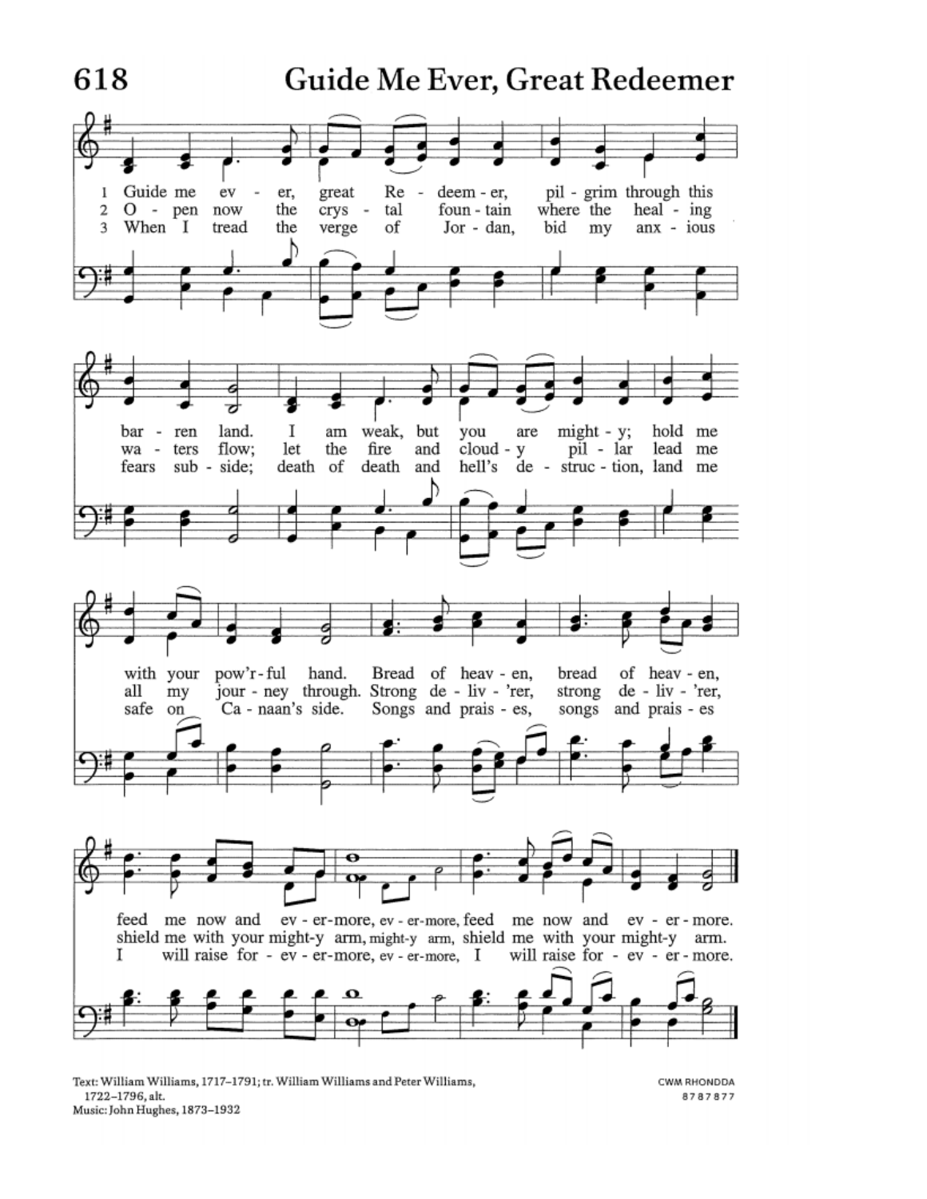# 618 Guide Me Ever, Great Redeemer

1 Guide me ever, great Redeemer, pilgrim through this barren land. I am weak, but you are mighty; hold me with your pow'r-ful hand. Bread of heaven, bread of heaven, feed me now and evermore, evermore, feed me now and evermore.

2 Open now the crystal fountain where the healing waters flow; let the fire and cloudy pillar lead me all my journey through. Strong deliv'rer, strong deliv'rer, shield me with your mighty arm, mighty arm, shield me with your mighty arm.

3 When I tread the verge of Jordan, bid my anxious fears subside; death of death and hell's destruction, land me safe on Canaan's side. Songs and praises, songs and praises I will raise forevermore, evermore, I will raise forevermore.

Text: William Williams, 1717–1791; tr. William Williams and Peter Williams, 1722–1796, alt.
Music: John Hughes, 1873–1932

CWM RHONDDA
8 7 8 7 8 7 7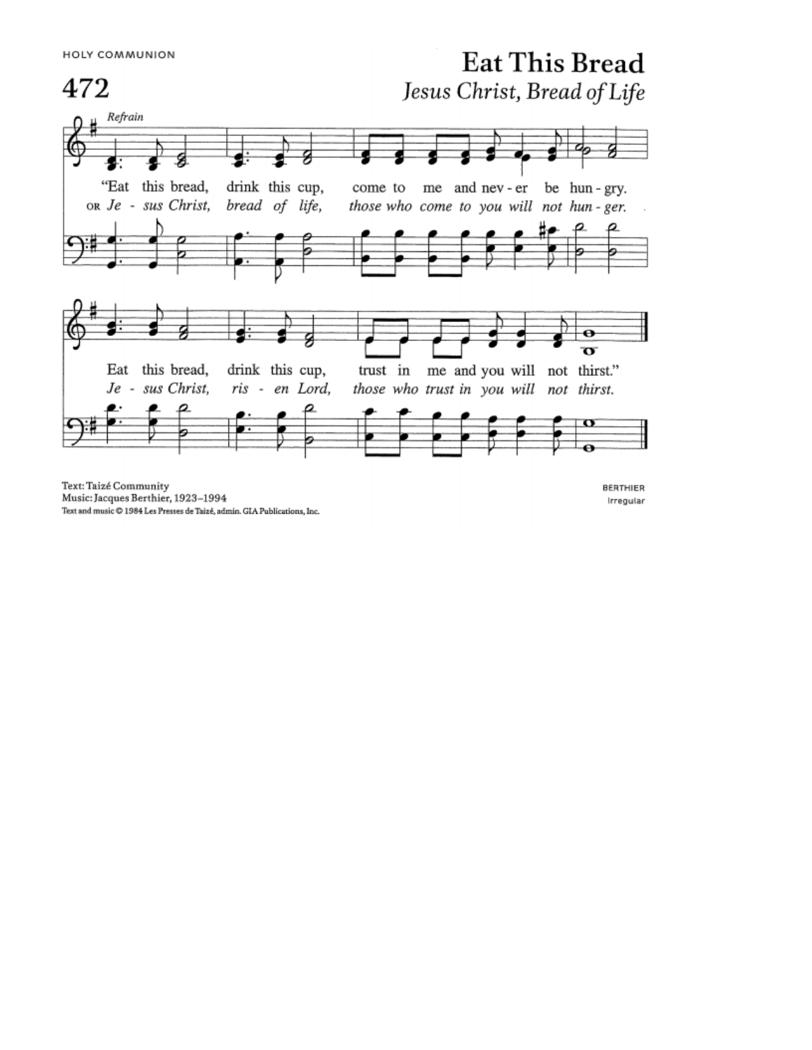HOLY COMMUNION

# 472

## Eat This Bread

*Jesus Christ, Bread of Life*

*Refrain*

"Eat this bread, drink this cup, come to me and nev - er be hun - gry.
OR *Je - sus Christ, bread of life, those who come to you will not hun - ger.*

Eat this bread, drink this cup, trust in me and you will not thirst."
*Je - sus Christ, ris - en Lord, those who trust in you will not thirst.*

Text: Taizé Community
Music: Jacques Berthier, 1923–1994
Text and music © 1984 Les Presses de Taizé, admin. GIA Publications, Inc.

BERTHIER
Irregular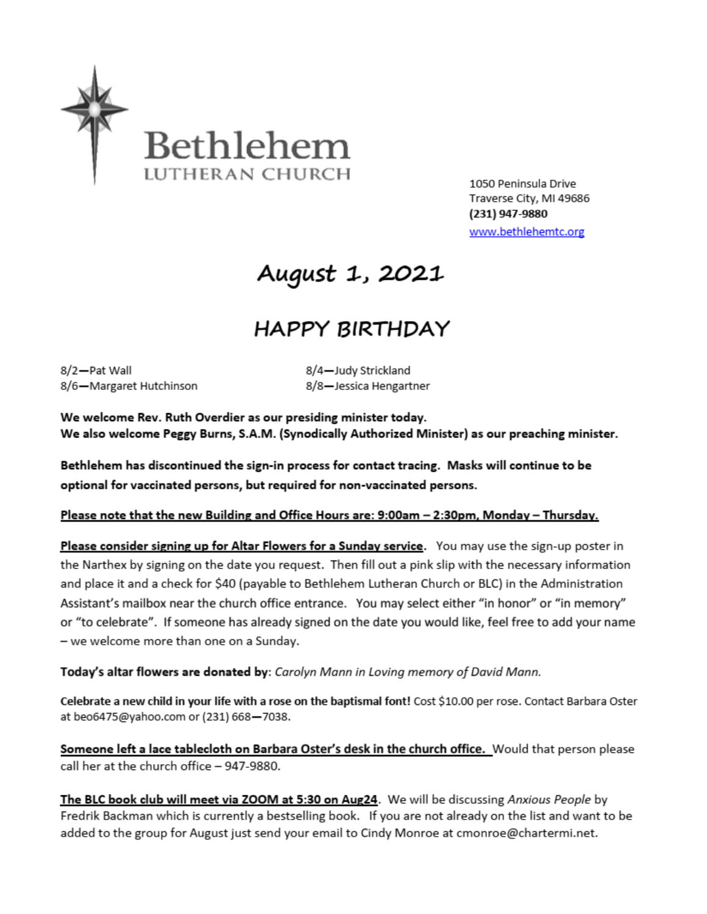# Bethlehem
LUTHERAN CHURCH

1050 Peninsula Drive
Traverse City, MI 49686
**(231) 947-9880**
[www.bethlehemtc.org](http://www.bethlehemtc.org)

# August 1, 2021

## HAPPY BIRTHDAY

8/2—Pat Wall
8/4—Judy Strickland
8/6—Margaret Hutchinson
8/8—Jessica Hengartner

**We welcome Rev. Ruth Overdier as our presiding minister today.**
**We also welcome Peggy Burns, S.A.M. (Synodically Authorized Minister) as our preaching minister.**

**Bethlehem has discontinued the sign-in process for contact tracing. Masks will continue to be optional for vaccinated persons, but required for non-vaccinated persons.**

**<u>Please note that the new Building and Office Hours are: 9:00am – 2:30pm, Monday – Thursday.</u>**

**<u>Please consider signing up for Altar Flowers for a Sunday service</u>**. You may use the sign-up poster in the Narthex by signing on the date you request. Then fill out a pink slip with the necessary information and place it and a check for $40 (payable to Bethlehem Lutheran Church or BLC) in the Administration Assistant's mailbox near the church office entrance. You may select either "in honor" or "in memory" or "to celebrate". If someone has already signed on the date you would like, feel free to add your name – we welcome more than one on a Sunday.

**Today's altar flowers are donated by**: *Carolyn Mann in Loving memory of David Mann.*

**Celebrate a new child in your life with a rose on the baptismal font!** Cost $10.00 per rose. Contact Barbara Oster at beo6475@yahoo.com or (231) 668—7038.

**<u>Someone left a lace tablecloth on Barbara Oster's desk in the church office.</u>** Would that person please call her at the church office – 947-9880.

**<u>The BLC book club will meet via ZOOM at 5:30 on Aug24</u>**. We will be discussing *Anxious People* by Fredrik Backman which is currently a bestselling book. If you are not already on the list and want to be added to the group for August just send your email to Cindy Monroe at cmonroe@chartermi.net.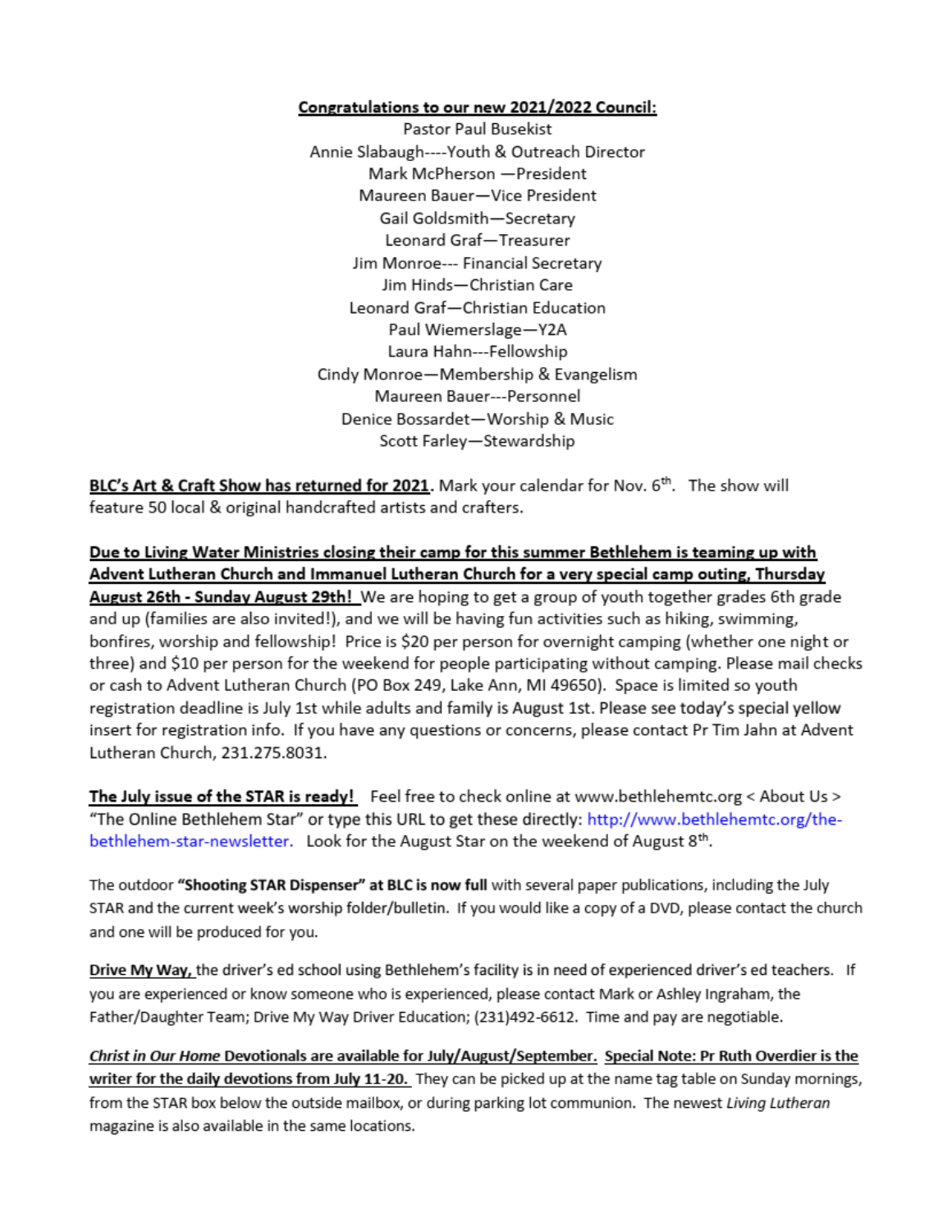**Congratulations to our new 2021/2022 Council:**

Pastor Paul Busekist
Annie Slabaugh----Youth & Outreach Director
Mark McPherson —President
Maureen Bauer—Vice President
Gail Goldsmith—Secretary
Leonard Graf—Treasurer
Jim Monroe--- Financial Secretary
Jim Hinds—Christian Care
Leonard Graf—Christian Education
Paul Wiemerslage—Y2A
Laura Hahn---Fellowship
Cindy Monroe—Membership & Evangelism
Maureen Bauer---Personnel
Denice Bossardet—Worship & Music
Scott Farley—Stewardship

**BLC's Art & Craft Show has returned for 2021**. Mark your calendar for Nov. 6th. The show will feature 50 local & original handcrafted artists and crafters.

**Due to Living Water Ministries closing their camp for this summer Bethlehem is teaming up with Advent Lutheran Church and Immanuel Lutheran Church for a very special camp outing, Thursday August 26th - Sunday August 29th!** We are hoping to get a group of youth together grades 6th grade and up (families are also invited!), and we will be having fun activities such as hiking, swimming, bonfires, worship and fellowship! Price is $20 per person for overnight camping (whether one night or three) and $10 per person for the weekend for people participating without camping. Please mail checks or cash to Advent Lutheran Church (PO Box 249, Lake Ann, MI 49650). Space is limited so youth registration deadline is July 1st while adults and family is August 1st. Please see today's special yellow insert for registration info. If you have any questions or concerns, please contact Pr Tim Jahn at Advent Lutheran Church, 231.275.8031.

**The July issue of the STAR is ready!** Feel free to check online at www.bethlehemtc.org < About Us > "The Online Bethlehem Star" or type this URL to get these directly: http://www.bethlehemtc.org/the-bethlehem-star-newsletter. Look for the August Star on the weekend of August 8th.

The outdoor **"Shooting STAR Dispenser" at BLC is now full** with several paper publications, including the July STAR and the current week's worship folder/bulletin. If you would like a copy of a DVD, please contact the church and one will be produced for you.

**Drive My Way,** the driver's ed school using Bethlehem's facility is in need of experienced driver's ed teachers. If you are experienced or know someone who is experienced, please contact Mark or Ashley Ingraham, the Father/Daughter Team; Drive My Way Driver Education; (231)492-6612. Time and pay are negotiable.

***Christ in Our Home* Devotionals are available for July/August/September. Special Note: Pr Ruth Overdier is the writer for the daily devotions from July 11-20.** They can be picked up at the name tag table on Sunday mornings, from the STAR box below the outside mailbox, or during parking lot communion. The newest *Living Lutheran* magazine is also available in the same locations.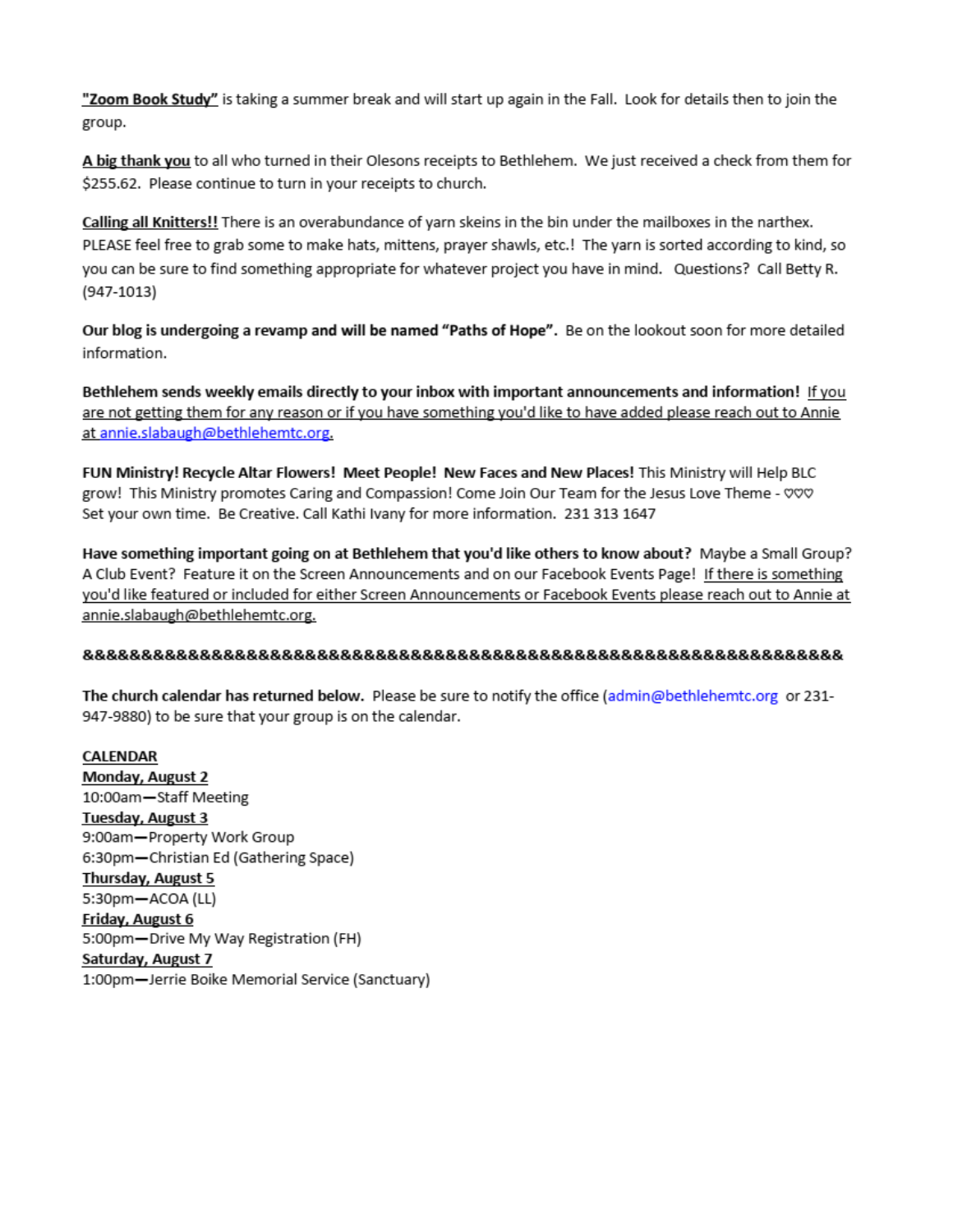**"Zoom Book Study"** is taking a summer break and will start up again in the Fall. Look for details then to join the group.

**A big thank you** to all who turned in their Olesons receipts to Bethlehem. We just received a check from them for $255.62. Please continue to turn in your receipts to church.

**Calling all Knitters!!** There is an overabundance of yarn skeins in the bin under the mailboxes in the narthex. PLEASE feel free to grab some to make hats, mittens, prayer shawls, etc.! The yarn is sorted according to kind, so you can be sure to find something appropriate for whatever project you have in mind. Questions? Call Betty R. (947-1013)

**Our blog is undergoing a revamp and will be named "Paths of Hope".** Be on the lookout soon for more detailed information.

**Bethlehem sends weekly emails directly to your inbox with important announcements and information!** If you are not getting them for any reason or if you have something you'd like to have added please reach out to Annie at annie.slabaugh@bethlehemtc.org.

**FUN Ministry! Recycle Altar Flowers! Meet People! New Faces and New Places!** This Ministry will Help BLC grow! This Ministry promotes Caring and Compassion! Come Join Our Team for the Jesus Love Theme - ♡♡♡ Set your own time. Be Creative. Call Kathi Ivany for more information. 231 313 1647

**Have something important going on at Bethlehem that you'd like others to know about?** Maybe a Small Group? A Club Event? Feature it on the Screen Announcements and on our Facebook Events Page! If there is something you'd like featured or included for either Screen Announcements or Facebook Events please reach out to Annie at annie.slabaugh@bethlehemtc.org.

&&&&&&&&&&&&&&&&&&&&&&&&&&&&&&&&&&&&&&&&&&&&&&&&&&&&&&&&&&&&

**The church calendar has returned below.** Please be sure to notify the office (admin@bethlehemtc.org or 231-947-9880) to be sure that your group is on the calendar.

**CALENDAR**

**Monday, August 2**
10:00am—Staff Meeting

**Tuesday, August 3**
9:00am—Property Work Group
6:30pm—Christian Ed (Gathering Space)

**Thursday, August 5**
5:30pm—ACOA (LL)

**Friday, August 6**
5:00pm—Drive My Way Registration (FH)

**Saturday, August 7**
1:00pm—Jerrie Boike Memorial Service (Sanctuary)